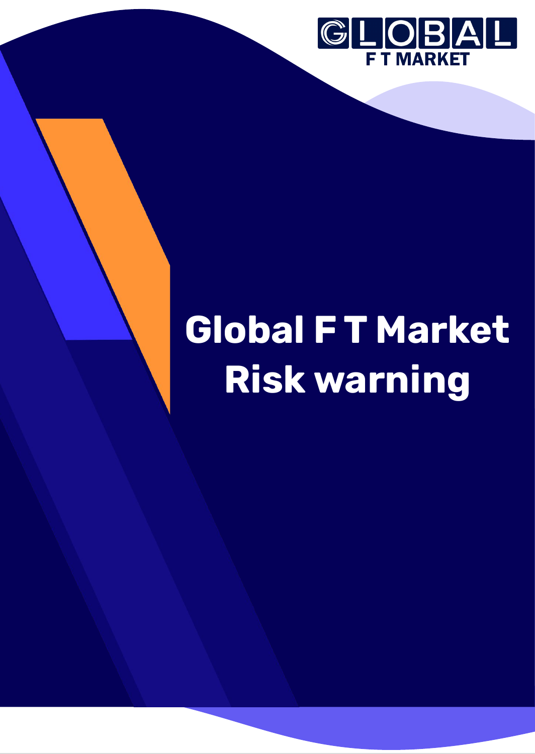GLOBAL F T MARKET

# Global F T Market Risk warning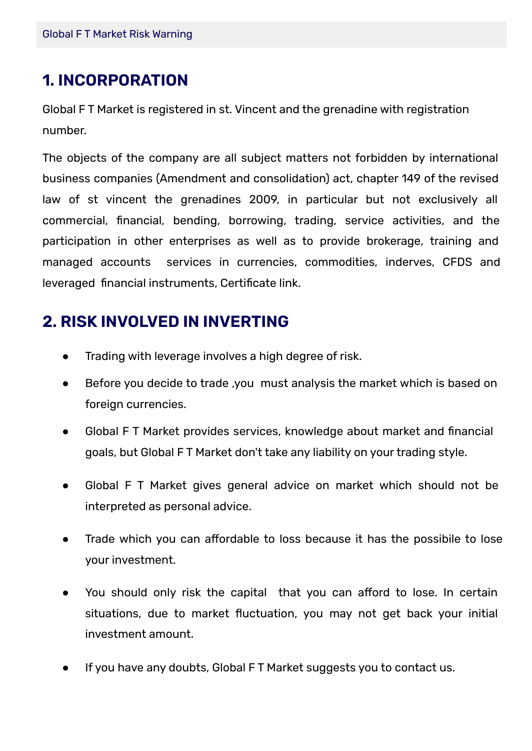## 1. INCORPORATION

Global F T Market is registered in st. Vincent and the grenadine with registration number.

The objects of the company are all subject matters not forbidden by international business companies (Amendment and consolidation) act, chapter 149 of the revised law of st vincent the grenadines 2009, in particular but not exclusively all commercial, financial, bending, borrowing, trading, service activities, and the participation in other enterprises as well as to provide brokerage, training and managed accounts services in currencies, commodities, inderves, CFDS and leveraged financial instruments, Certificate link.

## 2. RISK INVOLVED IN INVERTING

- Trading with leverage involves a high degree of risk.
- Before you decide to trade ,you must analysis the market which is based on foreign currencies.
- Global F T Market provides services, knowledge about market and financial goals, but Global F T Market don't take any liability on your trading style.
- Global F T Market gives general advice on market which should not be interpreted as personal advice.
- Trade which you can affordable to loss because it has the possibile to lose your investment.
- You should only risk the capital that you can afford to lose. In certain situations, due to market fluctuation, you may not get back your initial investment amount.
- If you have any doubts, Global F T Market suggests you to contact us.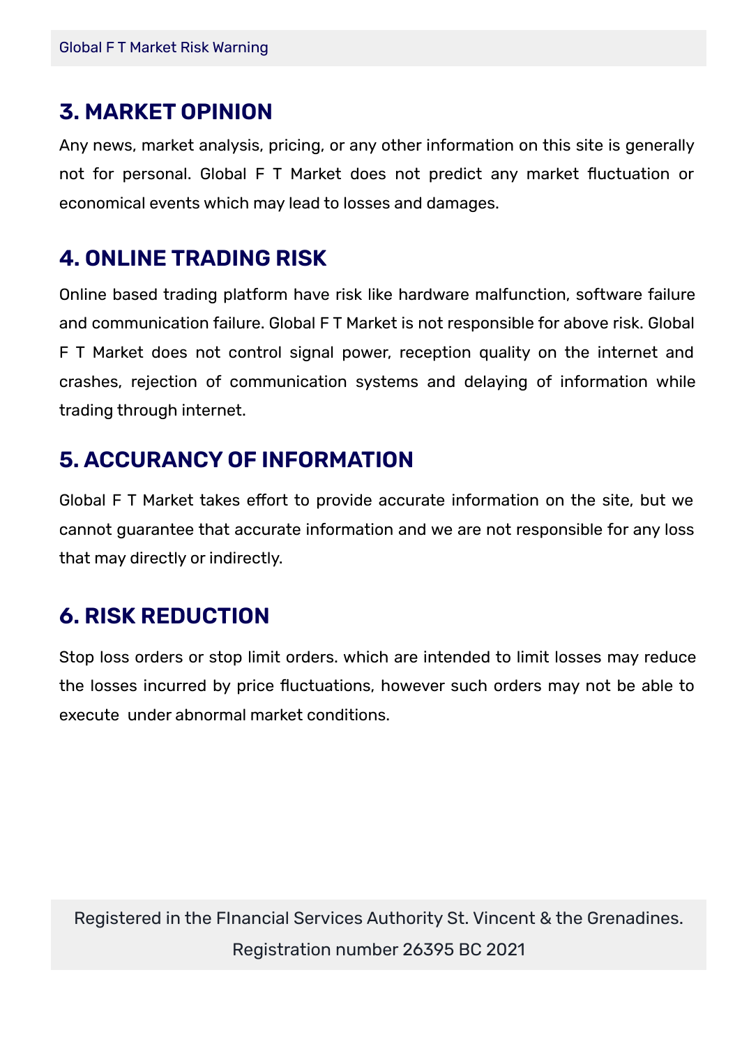## 3. MARKET OPINION

Any news, market analysis, pricing, or any other information on this site is generally not for personal. Global F T Market does not predict any market fluctuation or economical events which may lead to losses and damages.

## 4. ONLINE TRADING RISK

Online based trading platform have risk like hardware malfunction, software failure and communication failure. Global F T Market is not responsible for above risk. Global F T Market does not control signal power, reception quality on the internet and crashes, rejection of communication systems and delaying of information while trading through internet.

## 5. ACCURANCY OF INFORMATION

Global F T Market takes effort to provide accurate information on the site, but we cannot guarantee that accurate information and we are not responsible for any loss that may directly or indirectly.

## 6. RISK REDUCTION

Stop loss orders or stop limit orders. which are intended to limit losses may reduce the losses incurred by price fluctuations, however such orders may not be able to execute under abnormal market conditions.

Registered in the FInancial Services Authority St. Vincent & the Grenadines.
Registration number 26395 BC 2021